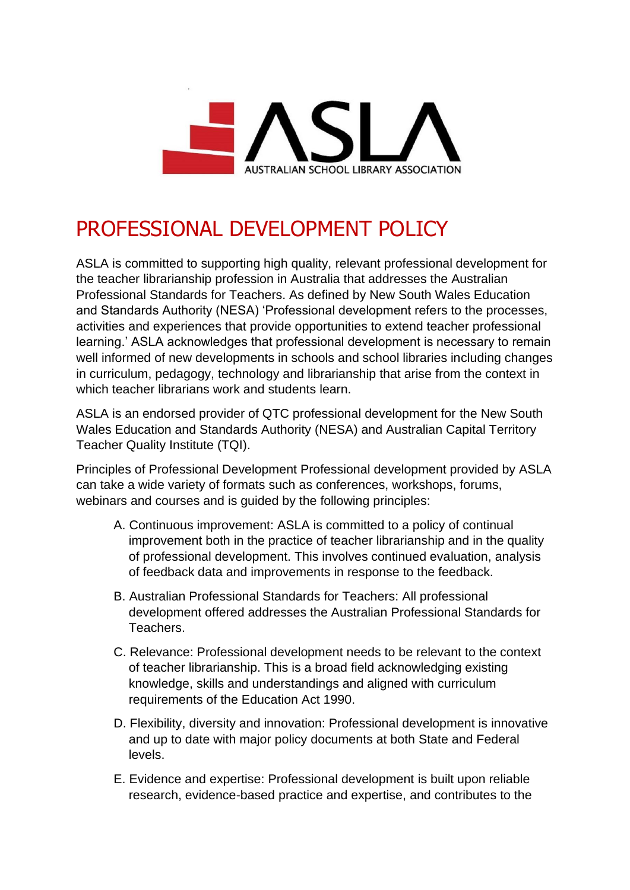ASLA

AUSTRALIAN SCHOOL LIBRARY ASSOCIATION

# PROFESSIONAL DEVELOPMENT POLICY

ASLA is committed to supporting high quality, relevant professional development for the teacher librarianship profession in Australia that addresses the Australian Professional Standards for Teachers. As defined by New South Wales Education and Standards Authority (NESA) 'Professional development refers to the processes, activities and experiences that provide opportunities to extend teacher professional learning.' ASLA acknowledges that professional development is necessary to remain well informed of new developments in schools and school libraries including changes in curriculum, pedagogy, technology and librarianship that arise from the context in which teacher librarians work and students learn.

ASLA is an endorsed provider of QTC professional development for the New South Wales Education and Standards Authority (NESA) and Australian Capital Territory Teacher Quality Institute (TQI).

Principles of Professional Development Professional development provided by ASLA can take a wide variety of formats such as conferences, workshops, forums, webinars and courses and is guided by the following principles:

A. Continuous improvement: ASLA is committed to a policy of continual improvement both in the practice of teacher librarianship and in the quality of professional development. This involves continued evaluation, analysis of feedback data and improvements in response to the feedback.

B. Australian Professional Standards for Teachers: All professional development offered addresses the Australian Professional Standards for Teachers.

C. Relevance: Professional development needs to be relevant to the context of teacher librarianship. This is a broad field acknowledging existing knowledge, skills and understandings and aligned with curriculum requirements of the Education Act 1990.

D. Flexibility, diversity and innovation: Professional development is innovative and up to date with major policy documents at both State and Federal levels.

E. Evidence and expertise: Professional development is built upon reliable research, evidence-based practice and expertise, and contributes to the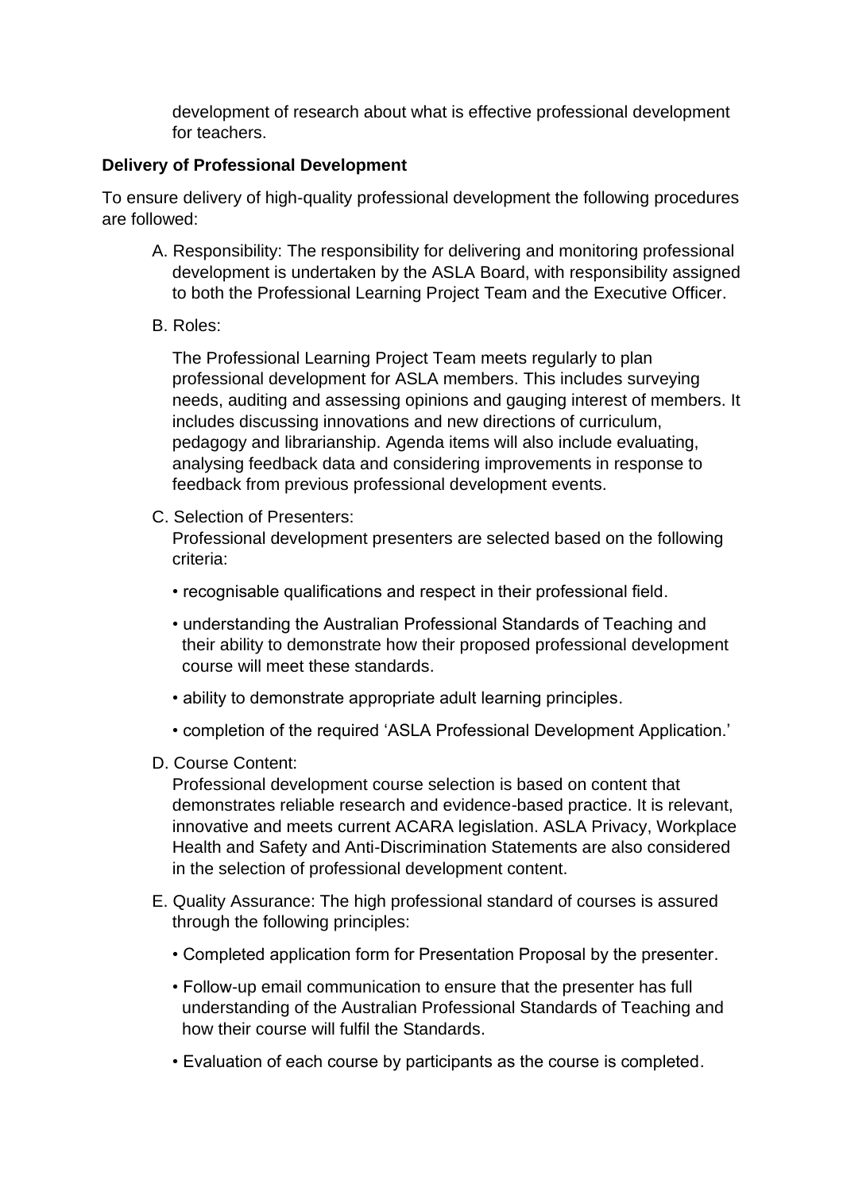development of research about what is effective professional development for teachers.

**Delivery of Professional Development**

To ensure delivery of high-quality professional development the following procedures are followed:

A. Responsibility: The responsibility for delivering and monitoring professional development is undertaken by the ASLA Board, with responsibility assigned to both the Professional Learning Project Team and the Executive Officer.

B. Roles:

The Professional Learning Project Team meets regularly to plan professional development for ASLA members. This includes surveying needs, auditing and assessing opinions and gauging interest of members. It includes discussing innovations and new directions of curriculum, pedagogy and librarianship. Agenda items will also include evaluating, analysing feedback data and considering improvements in response to feedback from previous professional development events.

C. Selection of Presenters:
Professional development presenters are selected based on the following criteria:

- recognisable qualifications and respect in their professional field.
- understanding the Australian Professional Standards of Teaching and their ability to demonstrate how their proposed professional development course will meet these standards.
- ability to demonstrate appropriate adult learning principles.
- completion of the required 'ASLA Professional Development Application.'

D. Course Content:
Professional development course selection is based on content that demonstrates reliable research and evidence-based practice. It is relevant, innovative and meets current ACARA legislation. ASLA Privacy, Workplace Health and Safety and Anti-Discrimination Statements are also considered in the selection of professional development content.

E. Quality Assurance: The high professional standard of courses is assured through the following principles:

- Completed application form for Presentation Proposal by the presenter.
- Follow-up email communication to ensure that the presenter has full understanding of the Australian Professional Standards of Teaching and how their course will fulfil the Standards.
- Evaluation of each course by participants as the course is completed.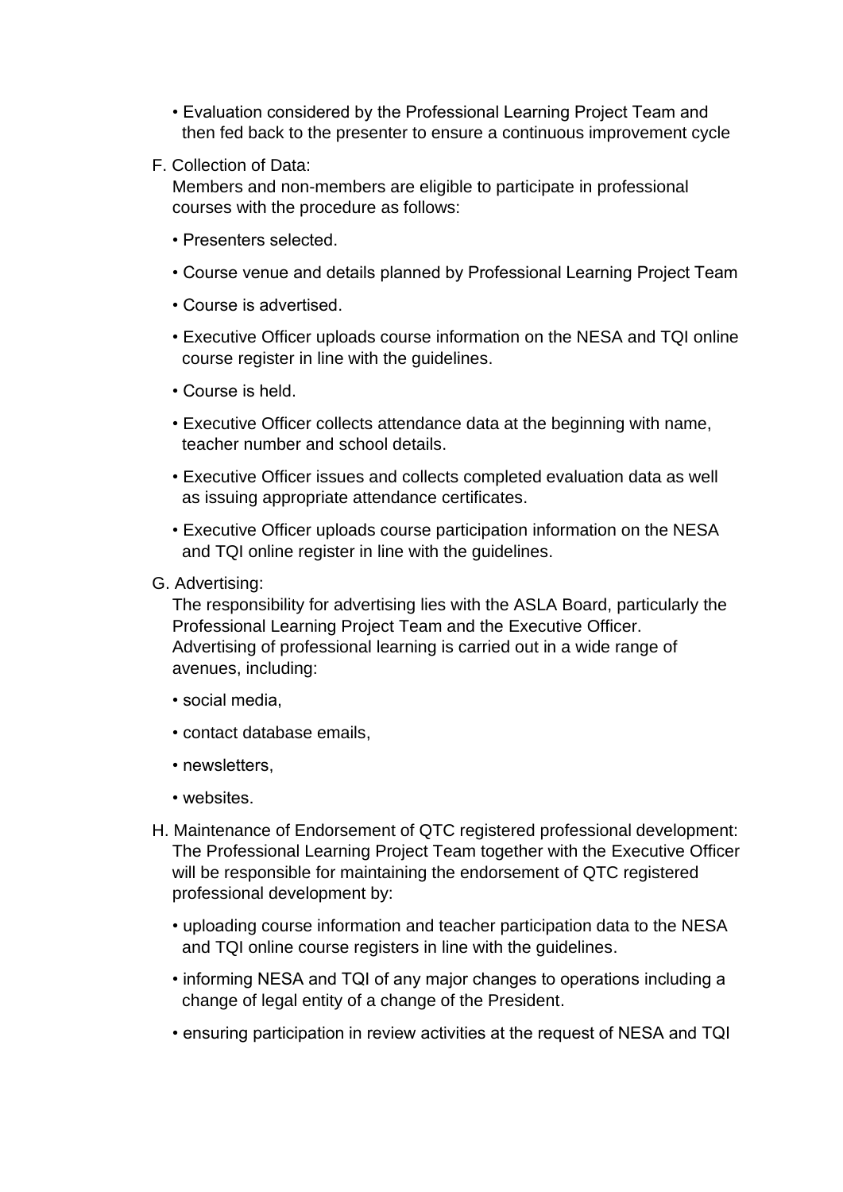- Evaluation considered by the Professional Learning Project Team and then fed back to the presenter to ensure a continuous improvement cycle

F. Collection of Data:
Members and non-members are eligible to participate in professional courses with the procedure as follows:

- Presenters selected.
- Course venue and details planned by Professional Learning Project Team
- Course is advertised.
- Executive Officer uploads course information on the NESA and TQI online course register in line with the guidelines.
- Course is held.
- Executive Officer collects attendance data at the beginning with name, teacher number and school details.
- Executive Officer issues and collects completed evaluation data as well as issuing appropriate attendance certificates.
- Executive Officer uploads course participation information on the NESA and TQI online register in line with the guidelines.

G. Advertising:
The responsibility for advertising lies with the ASLA Board, particularly the Professional Learning Project Team and the Executive Officer. Advertising of professional learning is carried out in a wide range of avenues, including:

- social media,
- contact database emails,
- newsletters,
- websites.

H. Maintenance of Endorsement of QTC registered professional development:
The Professional Learning Project Team together with the Executive Officer will be responsible for maintaining the endorsement of QTC registered professional development by:

- uploading course information and teacher participation data to the NESA and TQI online course registers in line with the guidelines.
- informing NESA and TQI of any major changes to operations including a change of legal entity of a change of the President.
- ensuring participation in review activities at the request of NESA and TQI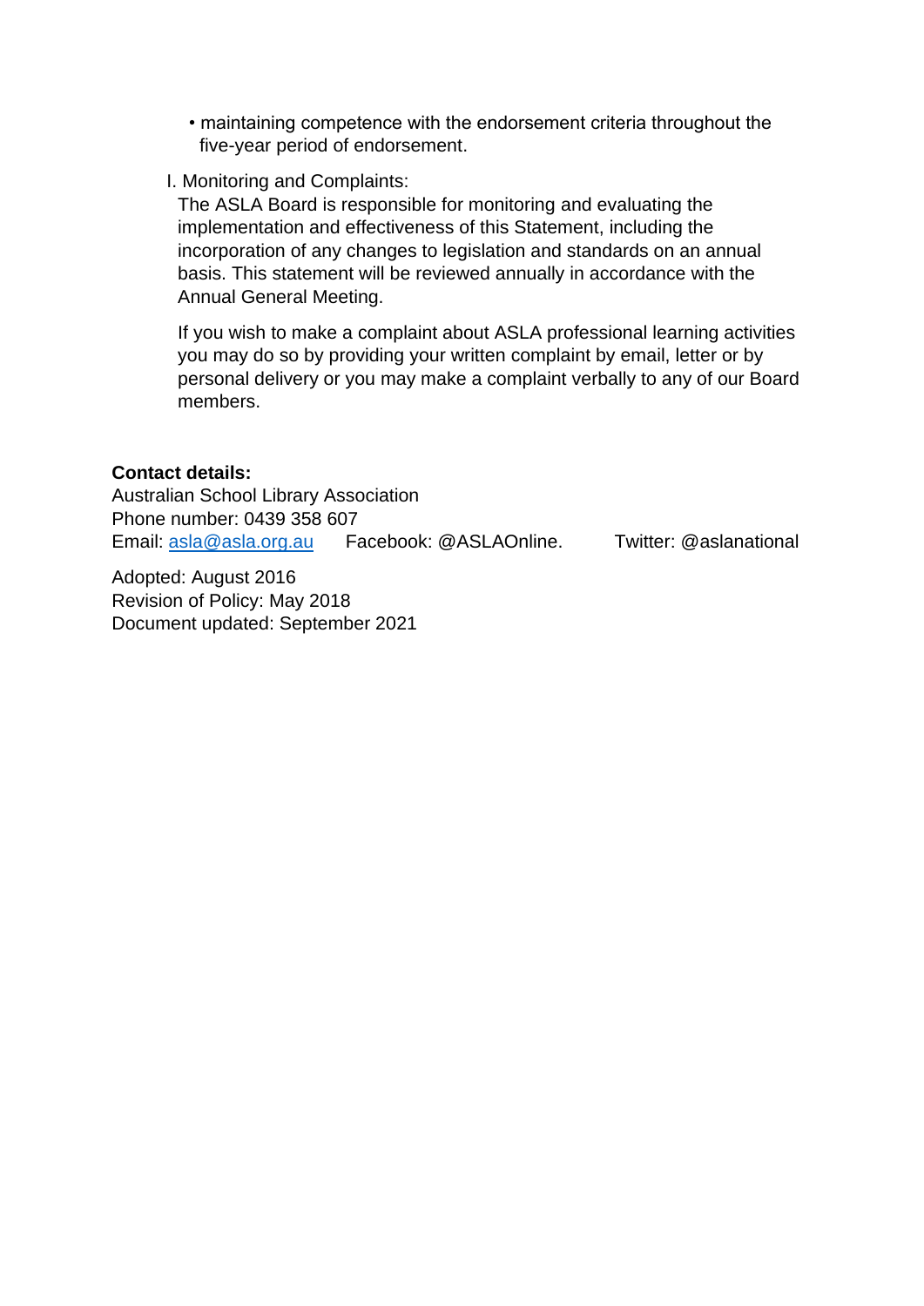- maintaining competence with the endorsement criteria throughout the five-year period of endorsement.

I. Monitoring and Complaints:

The ASLA Board is responsible for monitoring and evaluating the implementation and effectiveness of this Statement, including the incorporation of any changes to legislation and standards on an annual basis. This statement will be reviewed annually in accordance with the Annual General Meeting.

If you wish to make a complaint about ASLA professional learning activities you may do so by providing your written complaint by email, letter or by personal delivery or you may make a complaint verbally to any of our Board members.

**Contact details:**
Australian School Library Association
Phone number: 0439 358 607
Email: asla@asla.org.au Facebook: @ASLAOnline. Twitter: @aslanational

Adopted: August 2016
Revision of Policy: May 2018
Document updated: September 2021